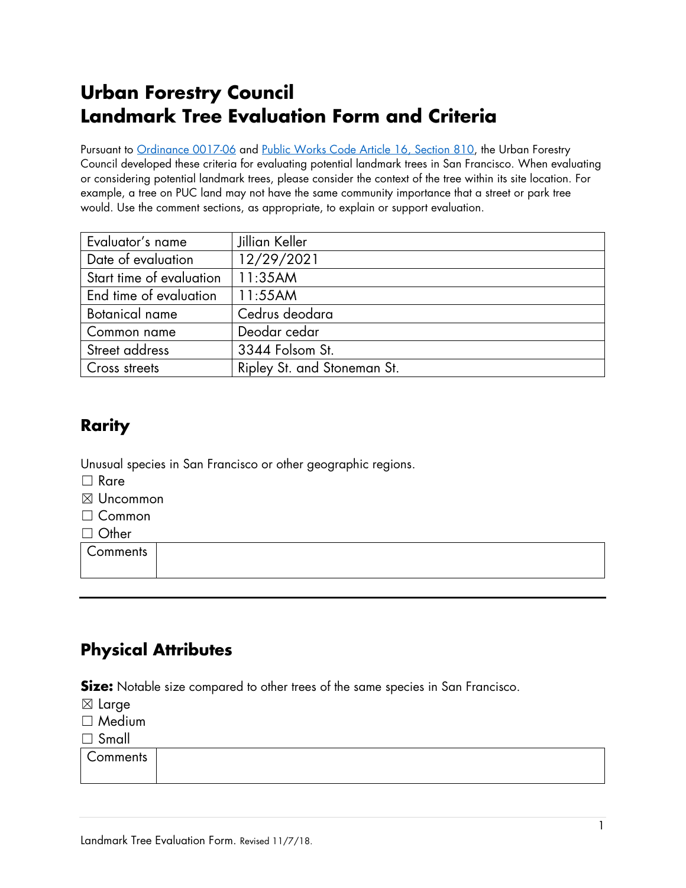# Urban Forestry Council
# Landmark Tree Evaluation Form and Criteria

Pursuant to [Ordinance 0017-06]() and [Public Works Code Article 16, Section 810](), the Urban Forestry Council developed these criteria for evaluating potential landmark trees in San Francisco. When evaluating or considering potential landmark trees, please consider the context of the tree within its site location. For example, a tree on PUC land may not have the same community importance that a street or park tree would. Use the comment sections, as appropriate, to explain or support evaluation.

| | |
|---|---|
| Evaluator's name | Jillian Keller |
| Date of evaluation | 12/29/2021 |
| Start time of evaluation | 11:35AM |
| End time of evaluation | 11:55AM |
| Botanical name | Cedrus deodara |
| Common name | Deodar cedar |
| Street address | 3344 Folsom St. |
| Cross streets | Ripley St. and Stoneman St. |

## Rarity

Unusual species in San Francisco or other geographic regions.

☐ Rare
☒ Uncommon
☐ Common
☐ Other

| Comments | |
|---|---|

---

## Physical Attributes

**Size:** Notable size compared to other trees of the same species in San Francisco.

☒ Large
☐ Medium
☐ Small

| Comments | |
|---|---|

Landmark Tree Evaluation Form. Revised 11/7/18.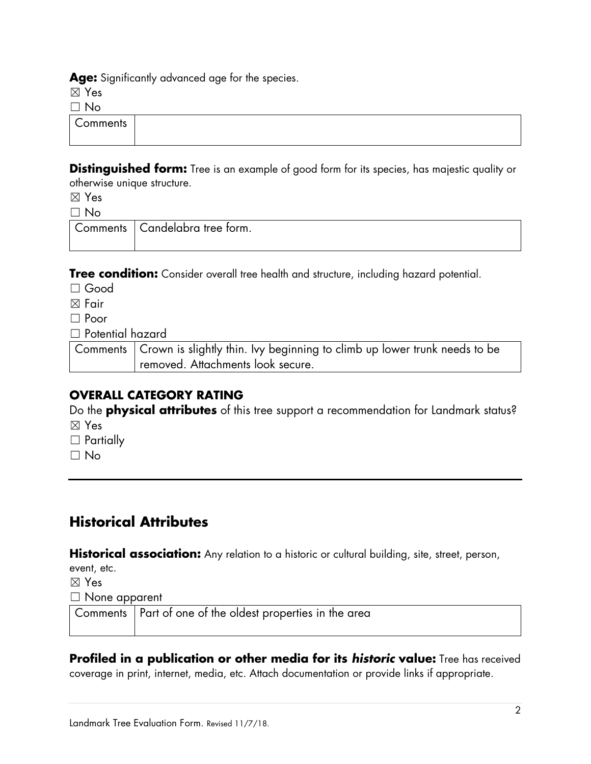**Age:** Significantly advanced age for the species.

☒ Yes

☐ No

| Comments | |
|---|---|

**Distinguished form:** Tree is an example of good form for its species, has majestic quality or otherwise unique structure.

☒ Yes

☐ No

| Comments | Candelabra tree form. |
|---|---|

**Tree condition:** Consider overall tree health and structure, including hazard potential.

☐ Good

☒ Fair

☐ Poor

☐ Potential hazard

| Comments | Crown is slightly thin. Ivy beginning to climb up lower trunk needs to be removed. Attachments look secure. |
|---|---|

### OVERALL CATEGORY RATING

Do the **physical attributes** of this tree support a recommendation for Landmark status?

☒ Yes

☐ Partially

☐ No

---

## Historical Attributes

**Historical association:** Any relation to a historic or cultural building, site, street, person, event, etc.

☒ Yes

☐ None apparent

| Comments | Part of one of the oldest properties in the area |
|---|---|

**Profiled in a publication or other media for its *historic* value:** Tree has received coverage in print, internet, media, etc. Attach documentation or provide links if appropriate.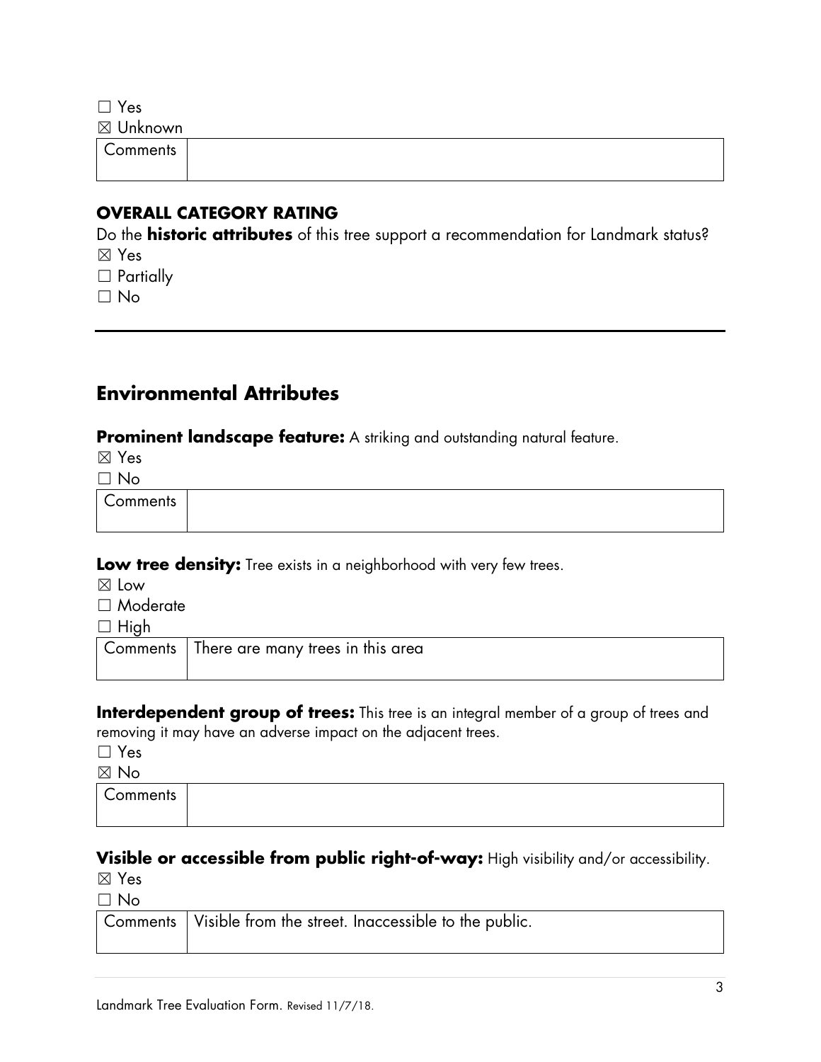☐ Yes
☒ Unknown

| Comments | |
|---|---|

### OVERALL CATEGORY RATING

Do the **historic attributes** of this tree support a recommendation for Landmark status?

☒ Yes
☐ Partially
☐ No

---

## Environmental Attributes

**Prominent landscape feature:** A striking and outstanding natural feature.

☒ Yes
☐ No

| Comments | |
|---|---|

**Low tree density:** Tree exists in a neighborhood with very few trees.

☒ Low
☐ Moderate
☐ High

| Comments | There are many trees in this area |
|---|---|

**Interdependent group of trees:** This tree is an integral member of a group of trees and removing it may have an adverse impact on the adjacent trees.

☐ Yes
☒ No

| Comments | |
|---|---|

**Visible or accessible from public right-of-way:** High visibility and/or accessibility.

☒ Yes
☐ No

| Comments | Visible from the street. Inaccessible to the public. |
|---|---|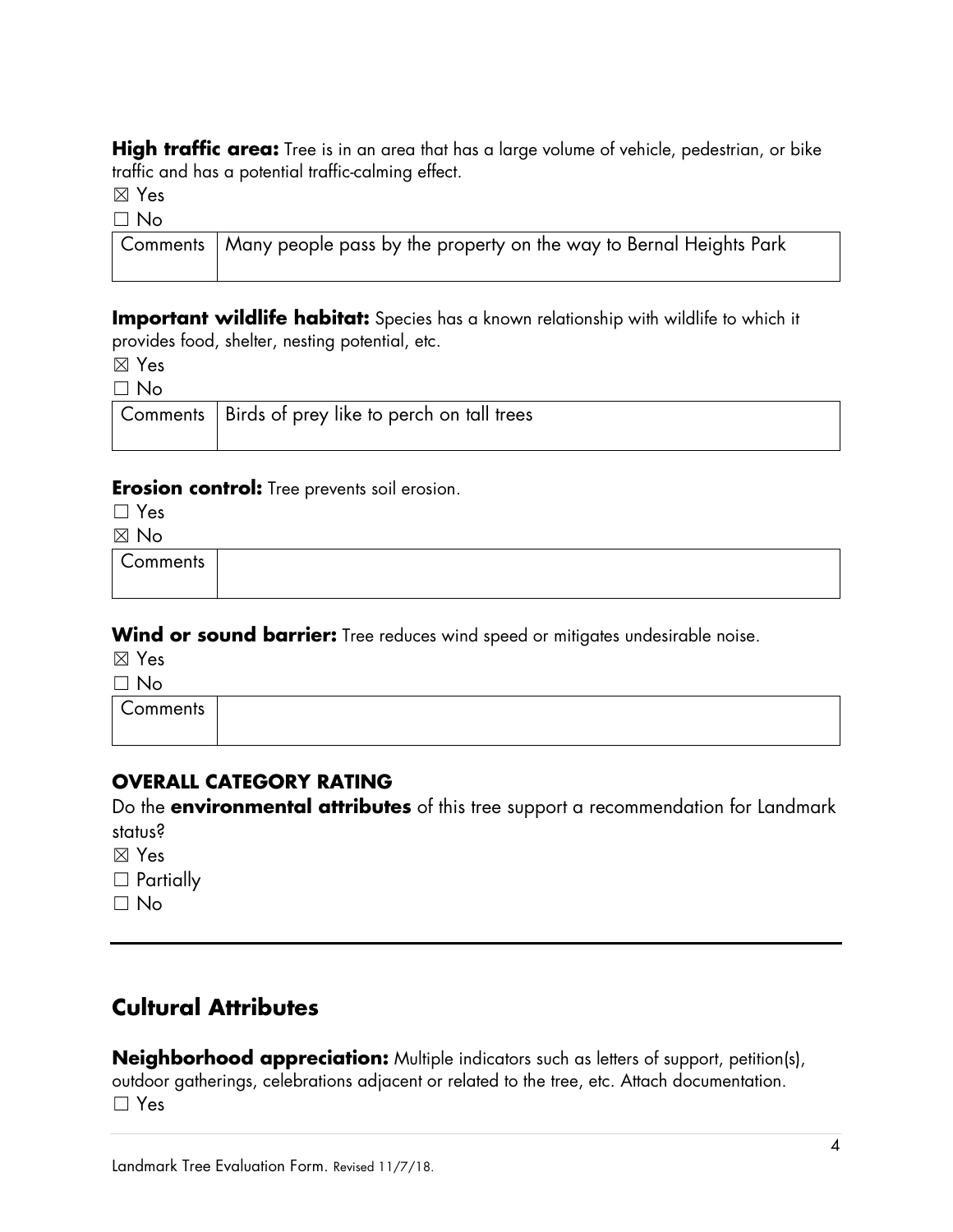**High traffic area:** Tree is in an area that has a large volume of vehicle, pedestrian, or bike traffic and has a potential traffic-calming effect.

☒ Yes
☐ No

| Comments | Many people pass by the property on the way to Bernal Heights Park |
|---|---|

**Important wildlife habitat:** Species has a known relationship with wildlife to which it provides food, shelter, nesting potential, etc.

☒ Yes
☐ No

| Comments | Birds of prey like to perch on tall trees |
|---|---|

**Erosion control:** Tree prevents soil erosion.

☐ Yes
☒ No

| Comments | |
|---|---|

**Wind or sound barrier:** Tree reduces wind speed or mitigates undesirable noise.

☒ Yes
☐ No

| Comments | |
|---|---|

### OVERALL CATEGORY RATING

Do the **environmental attributes** of this tree support a recommendation for Landmark status?

☒ Yes
☐ Partially
☐ No

---

## Cultural Attributes

**Neighborhood appreciation:** Multiple indicators such as letters of support, petition(s), outdoor gatherings, celebrations adjacent or related to the tree, etc. Attach documentation.

☐ Yes

Landmark Tree Evaluation Form. Revised 11/7/18.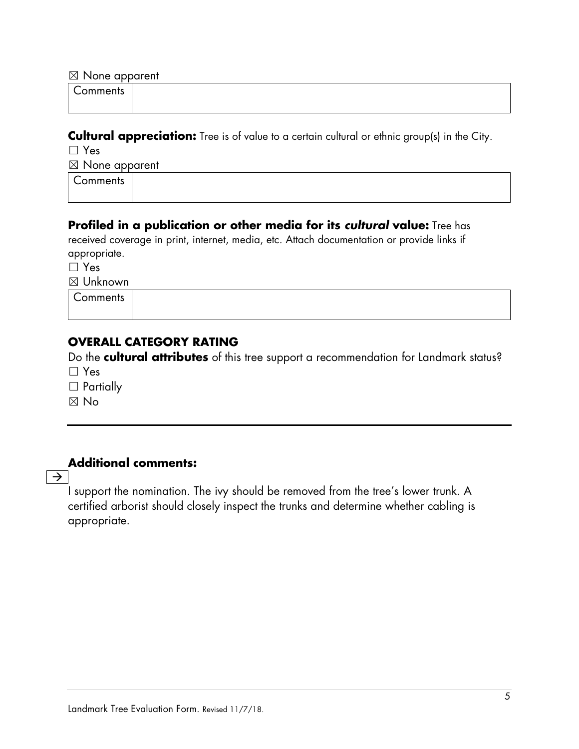☒ None apparent

| Comments | |
|---|---|

**Cultural appreciation:** Tree is of value to a certain cultural or ethnic group(s) in the City.

☐ Yes

☒ None apparent

| Comments | |
|---|---|

**Profiled in a publication or other media for its *cultural* value:** Tree has received coverage in print, internet, media, etc. Attach documentation or provide links if appropriate.

☐ Yes

☒ Unknown

| Comments | |
|---|---|

### OVERALL CATEGORY RATING

Do the **cultural attributes** of this tree support a recommendation for Landmark status?

☐ Yes

☐ Partially

☒ No

---

### Additional comments:

→

I support the nomination. The ivy should be removed from the tree's lower trunk. A certified arborist should closely inspect the trunks and determine whether cabling is appropriate.

Landmark Tree Evaluation Form. Revised 11/7/18.